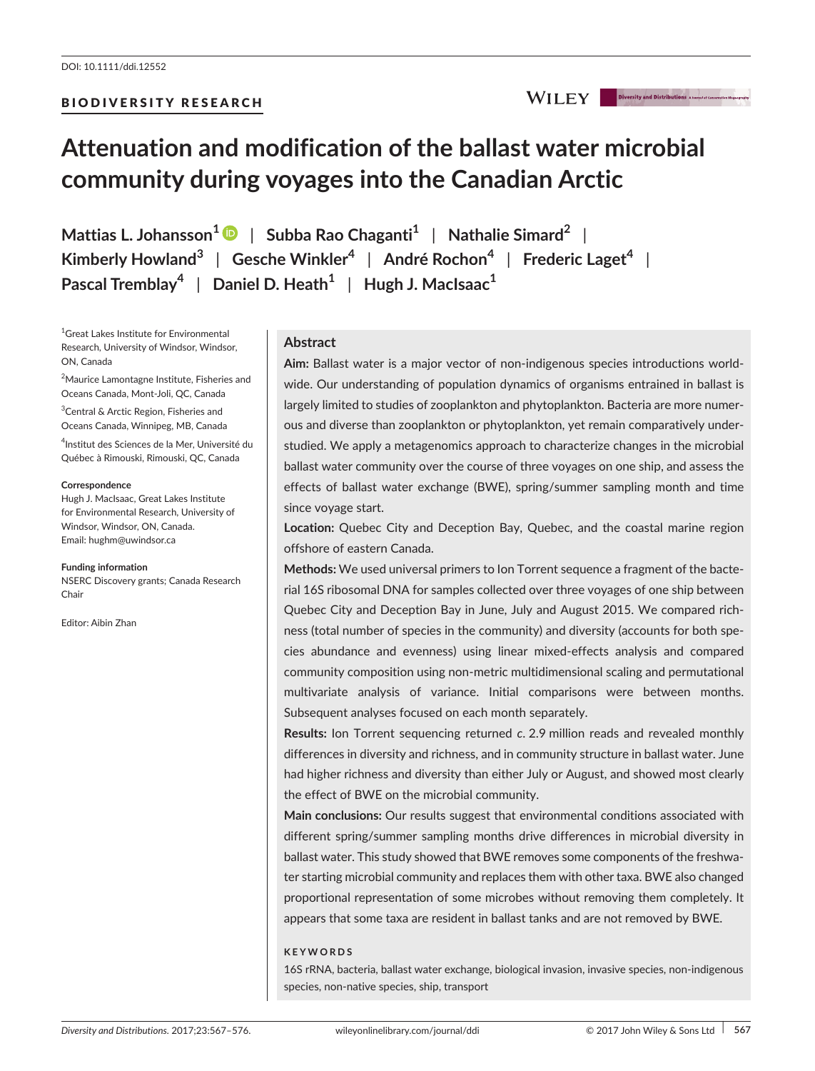DOI: 10.1111/ddi.12552

BIODIVERSITY RESEARCH

# Attenuation and modification of the ballast water microbial community during voyages into the Canadian Arctic

**Mattias L. Johansson[1]** | **Subba Rao Chaganti[1]** | **Nathalie Simard[2]** | **Kimberly Howland[3]** | **Gesche Winkler[4]** | **André Rochon[4]** | **Frederic Laget[4]** | **Pascal Tremblay[4]** | **Daniel D. Heath[1]** | **Hugh J. MacIsaac[1]**

[1]Great Lakes Institute for Environmental Research, University of Windsor, Windsor, ON, Canada

[2]Maurice Lamontagne Institute, Fisheries and Oceans Canada, Mont-Joli, QC, Canada

[3]Central & Arctic Region, Fisheries and Oceans Canada, Winnipeg, MB, Canada

[4]Institut des Sciences de la Mer, Université du Québec à Rimouski, Rimouski, QC, Canada

**Correspondence**
Hugh J. MacIsaac, Great Lakes Institute for Environmental Research, University of Windsor, Windsor, ON, Canada.
Email: hughm@uwindsor.ca

**Funding information**
NSERC Discovery grants; Canada Research Chair

Editor: Aibin Zhan

## Abstract

**Aim:** Ballast water is a major vector of non-indigenous species introductions worldwide. Our understanding of population dynamics of organisms entrained in ballast is largely limited to studies of zooplankton and phytoplankton. Bacteria are more numerous and diverse than zooplankton or phytoplankton, yet remain comparatively understudied. We apply a metagenomics approach to characterize changes in the microbial ballast water community over the course of three voyages on one ship, and assess the effects of ballast water exchange (BWE), spring/summer sampling month and time since voyage start.

**Location:** Quebec City and Deception Bay, Quebec, and the coastal marine region offshore of eastern Canada.

**Methods:** We used universal primers to Ion Torrent sequence a fragment of the bacterial 16S ribosomal DNA for samples collected over three voyages of one ship between Quebec City and Deception Bay in June, July and August 2015. We compared richness (total number of species in the community) and diversity (accounts for both species abundance and evenness) using linear mixed-effects analysis and compared community composition using non-metric multidimensional scaling and permutational multivariate analysis of variance. Initial comparisons were between months. Subsequent analyses focused on each month separately.

**Results:** Ion Torrent sequencing returned *c*. 2.9 million reads and revealed monthly differences in diversity and richness, and in community structure in ballast water. June had higher richness and diversity than either July or August, and showed most clearly the effect of BWE on the microbial community.

**Main conclusions:** Our results suggest that environmental conditions associated with different spring/summer sampling months drive differences in microbial diversity in ballast water. This study showed that BWE removes some components of the freshwater starting microbial community and replaces them with other taxa. BWE also changed proportional representation of some microbes without removing them completely. It appears that some taxa are resident in ballast tanks and are not removed by BWE.

**KEYWORDS**

16S rRNA, bacteria, ballast water exchange, biological invasion, invasive species, non-indigenous species, non-native species, ship, transport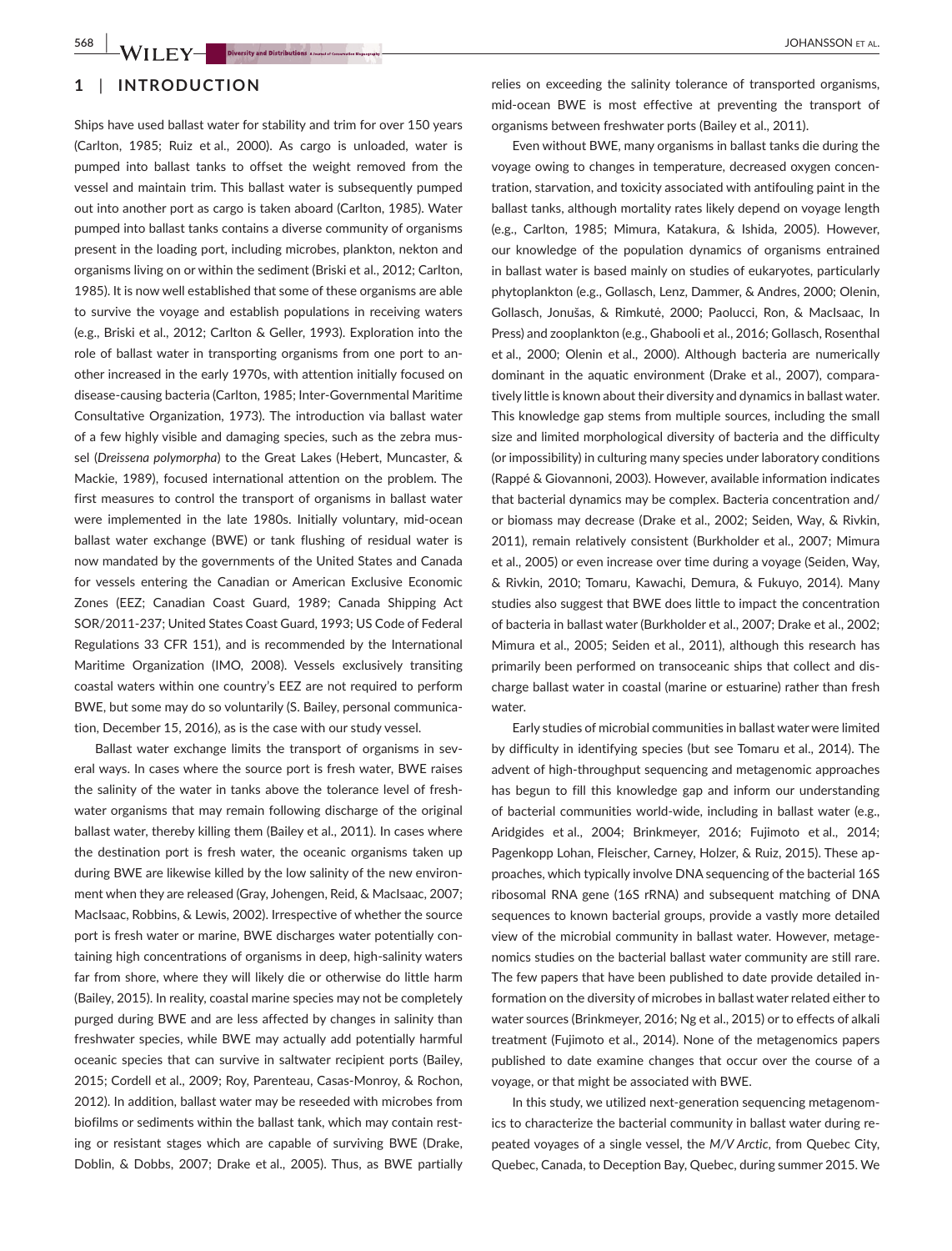## 1 | INTRODUCTION

Ships have used ballast water for stability and trim for over 150 years (Carlton, 1985; Ruiz et al., 2000). As cargo is unloaded, water is pumped into ballast tanks to offset the weight removed from the vessel and maintain trim. This ballast water is subsequently pumped out into another port as cargo is taken aboard (Carlton, 1985). Water pumped into ballast tanks contains a diverse community of organisms present in the loading port, including microbes, plankton, nekton and organisms living on or within the sediment (Briski et al., 2012; Carlton, 1985). It is now well established that some of these organisms are able to survive the voyage and establish populations in receiving waters (e.g., Briski et al., 2012; Carlton & Geller, 1993). Exploration into the role of ballast water in transporting organisms from one port to another increased in the early 1970s, with attention initially focused on disease-causing bacteria (Carlton, 1985; Inter-Governmental Maritime Consultative Organization, 1973). The introduction via ballast water of a few highly visible and damaging species, such as the zebra mussel (*Dreissena polymorpha*) to the Great Lakes (Hebert, Muncaster, & Mackie, 1989), focused international attention on the problem. The first measures to control the transport of organisms in ballast water were implemented in the late 1980s. Initially voluntary, mid-ocean ballast water exchange (BWE) or tank flushing of residual water is now mandated by the governments of the United States and Canada for vessels entering the Canadian or American Exclusive Economic Zones (EEZ; Canadian Coast Guard, 1989; Canada Shipping Act SOR/2011-237; United States Coast Guard, 1993; US Code of Federal Regulations 33 CFR 151), and is recommended by the International Maritime Organization (IMO, 2008). Vessels exclusively transiting coastal waters within one country's EEZ are not required to perform BWE, but some may do so voluntarily (S. Bailey, personal communication, December 15, 2016), as is the case with our study vessel.

Ballast water exchange limits the transport of organisms in several ways. In cases where the source port is fresh water, BWE raises the salinity of the water in tanks above the tolerance level of freshwater organisms that may remain following discharge of the original ballast water, thereby killing them (Bailey et al., 2011). In cases where the destination port is fresh water, the oceanic organisms taken up during BWE are likewise killed by the low salinity of the new environment when they are released (Gray, Johengen, Reid, & MacIsaac, 2007; MacIsaac, Robbins, & Lewis, 2002). Irrespective of whether the source port is fresh water or marine, BWE discharges water potentially containing high concentrations of organisms in deep, high-salinity waters far from shore, where they will likely die or otherwise do little harm (Bailey, 2015). In reality, coastal marine species may not be completely purged during BWE and are less affected by changes in salinity than freshwater species, while BWE may actually add potentially harmful oceanic species that can survive in saltwater recipient ports (Bailey, 2015; Cordell et al., 2009; Roy, Parenteau, Casas-Monroy, & Rochon, 2012). In addition, ballast water may be reseeded with microbes from biofilms or sediments within the ballast tank, which may contain resting or resistant stages which are capable of surviving BWE (Drake, Doblin, & Dobbs, 2007; Drake et al., 2005). Thus, as BWE partially relies on exceeding the salinity tolerance of transported organisms, mid-ocean BWE is most effective at preventing the transport of organisms between freshwater ports (Bailey et al., 2011).

Even without BWE, many organisms in ballast tanks die during the voyage owing to changes in temperature, decreased oxygen concentration, starvation, and toxicity associated with antifouling paint in the ballast tanks, although mortality rates likely depend on voyage length (e.g., Carlton, 1985; Mimura, Katakura, & Ishida, 2005). However, our knowledge of the population dynamics of organisms entrained in ballast water is based mainly on studies of eukaryotes, particularly phytoplankton (e.g., Gollasch, Lenz, Dammer, & Andres, 2000; Olenin, Gollasch, Jonušas, & Rimkutė, 2000; Paolucci, Ron, & MacIsaac, In Press) and zooplankton (e.g., Ghabooli et al., 2016; Gollasch, Rosenthal et al., 2000; Olenin et al., 2000). Although bacteria are numerically dominant in the aquatic environment (Drake et al., 2007), comparatively little is known about their diversity and dynamics in ballast water. This knowledge gap stems from multiple sources, including the small size and limited morphological diversity of bacteria and the difficulty (or impossibility) in culturing many species under laboratory conditions (Rappé & Giovannoni, 2003). However, available information indicates that bacterial dynamics may be complex. Bacteria concentration and/or biomass may decrease (Drake et al., 2002; Seiden, Way, & Rivkin, 2011), remain relatively consistent (Burkholder et al., 2007; Mimura et al., 2005) or even increase over time during a voyage (Seiden, Way, & Rivkin, 2010; Tomaru, Kawachi, Demura, & Fukuyo, 2014). Many studies also suggest that BWE does little to impact the concentration of bacteria in ballast water (Burkholder et al., 2007; Drake et al., 2002; Mimura et al., 2005; Seiden et al., 2011), although this research has primarily been performed on transoceanic ships that collect and discharge ballast water in coastal (marine or estuarine) rather than fresh water.

Early studies of microbial communities in ballast water were limited by difficulty in identifying species (but see Tomaru et al., 2014). The advent of high-throughput sequencing and metagenomic approaches has begun to fill this knowledge gap and inform our understanding of bacterial communities world-wide, including in ballast water (e.g., Aridgides et al., 2004; Brinkmeyer, 2016; Fujimoto et al., 2014; Pagenkopp Lohan, Fleischer, Carney, Holzer, & Ruiz, 2015). These approaches, which typically involve DNA sequencing of the bacterial 16S ribosomal RNA gene (16S rRNA) and subsequent matching of DNA sequences to known bacterial groups, provide a vastly more detailed view of the microbial community in ballast water. However, metagenomics studies on the bacterial ballast water community are still rare. The few papers that have been published to date provide detailed information on the diversity of microbes in ballast water related either to water sources (Brinkmeyer, 2016; Ng et al., 2015) or to effects of alkali treatment (Fujimoto et al., 2014). None of the metagenomics papers published to date examine changes that occur over the course of a voyage, or that might be associated with BWE.

In this study, we utilized next-generation sequencing metagenomics to characterize the bacterial community in ballast water during repeated voyages of a single vessel, the *M/V Arctic*, from Quebec City, Quebec, Canada, to Deception Bay, Quebec, during summer 2015. We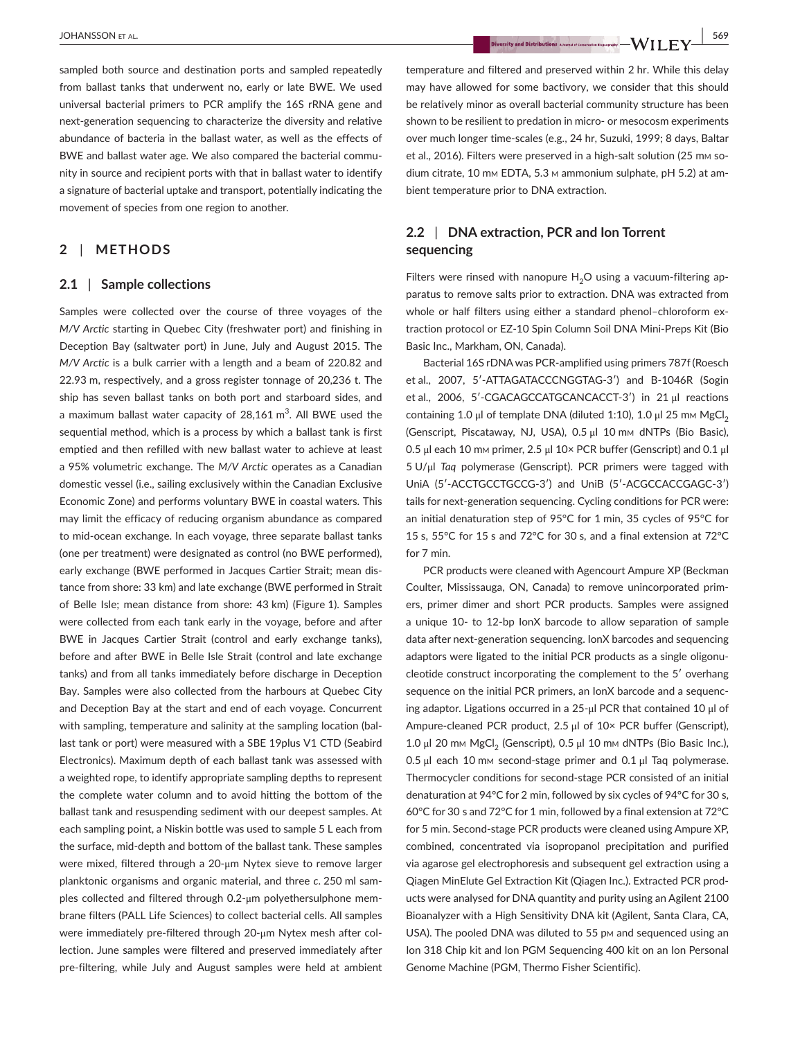sampled both source and destination ports and sampled repeatedly from ballast tanks that underwent no, early or late BWE. We used universal bacterial primers to PCR amplify the 16S rRNA gene and next-generation sequencing to characterize the diversity and relative abundance of bacteria in the ballast water, as well as the effects of BWE and ballast water age. We also compared the bacterial community in source and recipient ports with that in ballast water to identify a signature of bacterial uptake and transport, potentially indicating the movement of species from one region to another.

## 2 | METHODS

### 2.1 | Sample collections

Samples were collected over the course of three voyages of the *M/V Arctic* starting in Quebec City (freshwater port) and finishing in Deception Bay (saltwater port) in June, July and August 2015. The *M/V Arctic* is a bulk carrier with a length and a beam of 220.82 and 22.93 m, respectively, and a gross register tonnage of 20,236 t. The ship has seven ballast tanks on both port and starboard sides, and a maximum ballast water capacity of 28,161 $m^3$. All BWE used the sequential method, which is a process by which a ballast tank is first emptied and then refilled with new ballast water to achieve at least a 95% volumetric exchange. The *M/V Arctic* operates as a Canadian domestic vessel (i.e., sailing exclusively within the Canadian Exclusive Economic Zone) and performs voluntary BWE in coastal waters. This may limit the efficacy of reducing organism abundance as compared to mid-ocean exchange. In each voyage, three separate ballast tanks (one per treatment) were designated as control (no BWE performed), early exchange (BWE performed in Jacques Cartier Strait; mean distance from shore: 33 km) and late exchange (BWE performed in Strait of Belle Isle; mean distance from shore: 43 km) (Figure 1). Samples were collected from each tank early in the voyage, before and after BWE in Jacques Cartier Strait (control and early exchange tanks), before and after BWE in Belle Isle Strait (control and late exchange tanks) and from all tanks immediately before discharge in Deception Bay. Samples were also collected from the harbours at Quebec City and Deception Bay at the start and end of each voyage. Concurrent with sampling, temperature and salinity at the sampling location (ballast tank or port) were measured with a SBE 19plus V1 CTD (Seabird Electronics). Maximum depth of each ballast tank was assessed with a weighted rope, to identify appropriate sampling depths to represent the complete water column and to avoid hitting the bottom of the ballast tank and resuspending sediment with our deepest samples. At each sampling point, a Niskin bottle was used to sample 5 L each from the surface, mid-depth and bottom of the ballast tank. These samples were mixed, filtered through a 20-μm Nytex sieve to remove larger planktonic organisms and organic material, and three *c*. 250 ml samples collected and filtered through 0.2-μm polyethersulphone membrane filters (PALL Life Sciences) to collect bacterial cells. All samples were immediately pre-filtered through 20-μm Nytex mesh after collection. June samples were filtered and preserved immediately after pre-filtering, while July and August samples were held at ambient temperature and filtered and preserved within 2 hr. While this delay may have allowed for some bactivory, we consider that this should be relatively minor as overall bacterial community structure has been shown to be resilient to predation in micro- or mesocosm experiments over much longer time-scales (e.g., 24 hr, Suzuki, 1999; 8 days, Baltar et al., 2016). Filters were preserved in a high-salt solution (25 mM sodium citrate, 10 mM EDTA, 5.3 M ammonium sulphate, pH 5.2) at ambient temperature prior to DNA extraction.

### 2.2 | DNA extraction, PCR and Ion Torrent sequencing

Filters were rinsed with nanopure $H_2O$ using a vacuum-filtering apparatus to remove salts prior to extraction. DNA was extracted from whole or half filters using either a standard phenol–chloroform extraction protocol or EZ-10 Spin Column Soil DNA Mini-Preps Kit (Bio Basic Inc., Markham, ON, Canada).

Bacterial 16S rDNA was PCR-amplified using primers 787f (Roesch et al., 2007, 5′-ATTAGATACCCNGGTAG-3′) and B-1046R (Sogin et al., 2006, 5′-CGACAGCCATGCANCACCT-3′) in 21 μl reactions containing 1.0 μl of template DNA (diluted 1:10), 1.0 μl 25 mM $MgCl_2$ (Genscript, Piscataway, NJ, USA), 0.5 μl 10 mM dNTPs (Bio Basic), 0.5 μl each 10 mM primer, 2.5 μl 10× PCR buffer (Genscript) and 0.1 μl 5 U/μl *Taq* polymerase (Genscript). PCR primers were tagged with UniA (5′-ACCTGCCTGCCG-3′) and UniB (5′-ACGCCACCGAGC-3′) tails for next-generation sequencing. Cycling conditions for PCR were: an initial denaturation step of 95°C for 1 min, 35 cycles of 95°C for 15 s, 55°C for 15 s and 72°C for 30 s, and a final extension at 72°C for 7 min.

PCR products were cleaned with Agencourt Ampure XP (Beckman Coulter, Mississauga, ON, Canada) to remove unincorporated primers, primer dimer and short PCR products. Samples were assigned a unique 10- to 12-bp IonX barcode to allow separation of sample data after next-generation sequencing. IonX barcodes and sequencing adaptors were ligated to the initial PCR products as a single oligonucleotide construct incorporating the complement to the 5′ overhang sequence on the initial PCR primers, an IonX barcode and a sequencing adaptor. Ligations occurred in a 25-μl PCR that contained 10 μl of Ampure-cleaned PCR product, 2.5 μl of 10× PCR buffer (Genscript), 1.0 μl 20 mM $MgCl_2$ (Genscript), 0.5 μl 10 mM dNTPs (Bio Basic Inc.), 0.5 μl each 10 mM second-stage primer and 0.1 μl Taq polymerase. Thermocycler conditions for second-stage PCR consisted of an initial denaturation at 94°C for 2 min, followed by six cycles of 94°C for 30 s, 60°C for 30 s and 72°C for 1 min, followed by a final extension at 72°C for 5 min. Second-stage PCR products were cleaned using Ampure XP, combined, concentrated via isopropanol precipitation and purified via agarose gel electrophoresis and subsequent gel extraction using a Qiagen MinElute Gel Extraction Kit (Qiagen Inc.). Extracted PCR products were analysed for DNA quantity and purity using an Agilent 2100 Bioanalyzer with a High Sensitivity DNA kit (Agilent, Santa Clara, CA, USA). The pooled DNA was diluted to 55 pM and sequenced using an Ion 318 Chip kit and Ion PGM Sequencing 400 kit on an Ion Personal Genome Machine (PGM, Thermo Fisher Scientific).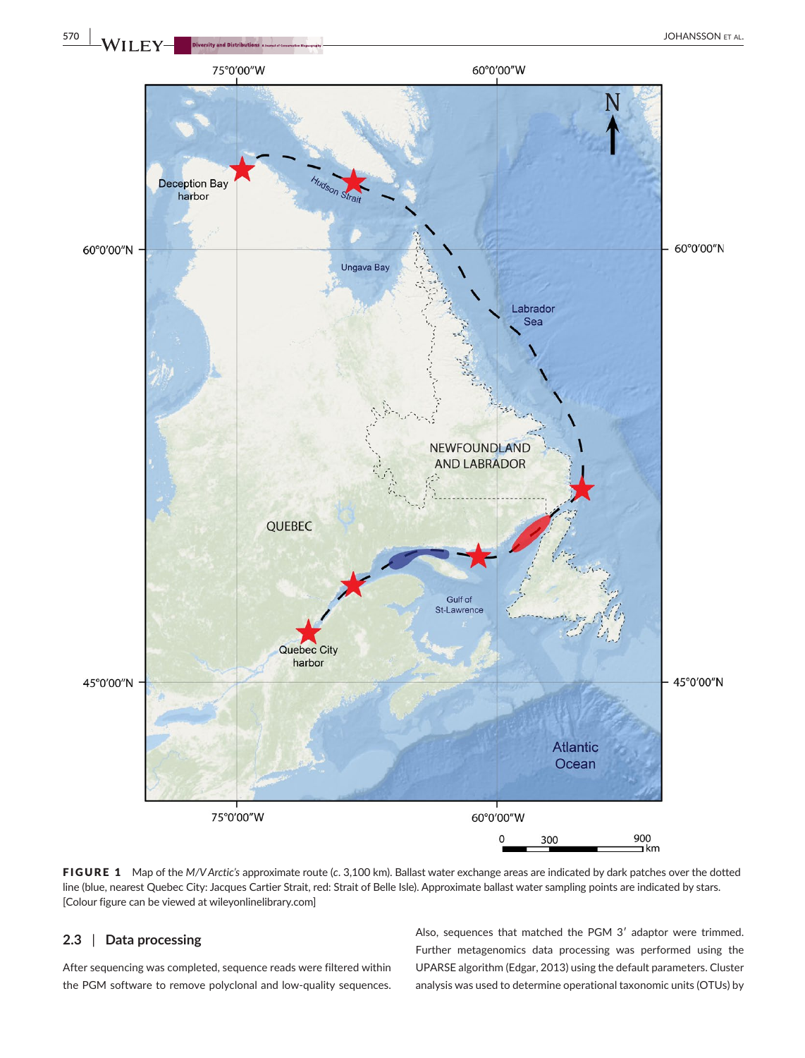**FIGURE 1** Map of the *M/V Arctic's* approximate route (*c*. 3,100 km). Ballast water exchange areas are indicated by dark patches over the dotted line (blue, nearest Quebec City: Jacques Cartier Strait, red: Strait of Belle Isle). Approximate ballast water sampling points are indicated by stars. [Colour figure can be viewed at wileyonlinelibrary.com]

## 2.3 | Data processing

After sequencing was completed, sequence reads were filtered within the PGM software to remove polyclonal and low-quality sequences. Also, sequences that matched the PGM 3′ adaptor were trimmed. Further metagenomics data processing was performed using the UPARSE algorithm (Edgar, 2013) using the default parameters. Cluster analysis was used to determine operational taxonomic units (OTUs) by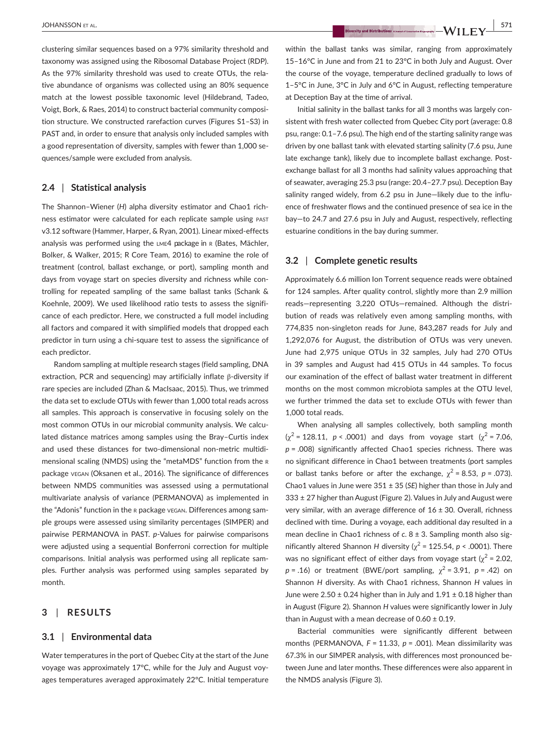clustering similar sequences based on a 97% similarity threshold and taxonomy was assigned using the Ribosomal Database Project (RDP). As the 97% similarity threshold was used to create OTUs, the relative abundance of organisms was collected using an 80% sequence match at the lowest possible taxonomic level (Hildebrand, Tadeo, Voigt, Bork, & Raes, 2014) to construct bacterial community composition structure. We constructed rarefaction curves (Figures S1–S3) in PAST and, in order to ensure that analysis only included samples with a good representation of diversity, samples with fewer than 1,000 sequences/sample were excluded from analysis.

### 2.4 | Statistical analysis

The Shannon–Wiener (*H*) alpha diversity estimator and Chao1 richness estimator were calculated for each replicate sample using PAST v3.12 software (Hammer, Harper, & Ryan, 2001). Linear mixed-effects analysis was performed using the LME4 package in R (Bates, Mächler, Bolker, & Walker, 2015; R Core Team, 2016) to examine the role of treatment (control, ballast exchange, or port), sampling month and days from voyage start on species diversity and richness while controlling for repeated sampling of the same ballast tanks (Schank & Koehnle, 2009). We used likelihood ratio tests to assess the significance of each predictor. Here, we constructed a full model including all factors and compared it with simplified models that dropped each predictor in turn using a chi-square test to assess the significance of each predictor.

Random sampling at multiple research stages (field sampling, DNA extraction, PCR and sequencing) may artificially inflate β-diversity if rare species are included (Zhan & MacIsaac, 2015). Thus, we trimmed the data set to exclude OTUs with fewer than 1,000 total reads across all samples. This approach is conservative in focusing solely on the most common OTUs in our microbial community analysis. We calculated distance matrices among samples using the Bray–Curtis index and used these distances for two-dimensional non-metric multidimensional scaling (NMDS) using the "metaMDS" function from the R package VEGAN (Oksanen et al., 2016). The significance of differences between NMDS communities was assessed using a permutational multivariate analysis of variance (PERMANOVA) as implemented in the "Adonis" function in the R package VEGAN. Differences among sample groups were assessed using similarity percentages (SIMPER) and pairwise PERMANOVA in PAST. *p*-Values for pairwise comparisons were adjusted using a sequential Bonferroni correction for multiple comparisons. Initial analysis was performed using all replicate samples. Further analysis was performed using samples separated by month.

## 3 | RESULTS

### 3.1 | Environmental data

Water temperatures in the port of Quebec City at the start of the June voyage was approximately 17°C, while for the July and August voyages temperatures averaged approximately 22°C. Initial temperature within the ballast tanks was similar, ranging from approximately 15–16°C in June and from 21 to 23°C in both July and August. Over the course of the voyage, temperature declined gradually to lows of 1–5°C in June, 3°C in July and 6°C in August, reflecting temperature at Deception Bay at the time of arrival.

Initial salinity in the ballast tanks for all 3 months was largely consistent with fresh water collected from Quebec City port (average: 0.8 psu, range: 0.1–7.6 psu). The high end of the starting salinity range was driven by one ballast tank with elevated starting salinity (7.6 psu, June late exchange tank), likely due to incomplete ballast exchange. Post-exchange ballast for all 3 months had salinity values approaching that of seawater, averaging 25.3 psu (range: 20.4–27.7 psu). Deception Bay salinity ranged widely, from 6.2 psu in June—likely due to the influence of freshwater flows and the continued presence of sea ice in the bay—to 24.7 and 27.6 psu in July and August, respectively, reflecting estuarine conditions in the bay during summer.

### 3.2 | Complete genetic results

Approximately 6.6 million Ion Torrent sequence reads were obtained for 124 samples. After quality control, slightly more than 2.9 million reads—representing 3,220 OTUs—remained. Although the distribution of reads was relatively even among sampling months, with 774,835 non-singleton reads for June, 843,287 reads for July and 1,292,076 for August, the distribution of OTUs was very uneven. June had 2,975 unique OTUs in 32 samples, July had 270 OTUs in 39 samples and August had 415 OTUs in 44 samples. To focus our examination of the effect of ballast water treatment in different months on the most common microbiota samples at the OTU level, we further trimmed the data set to exclude OTUs with fewer than 1,000 total reads.

When analysing all samples collectively, both sampling month ($\chi^2 = 128.11$, $p < .0001$) and days from voyage start ($\chi^2 = 7.06$, $p = .008$) significantly affected Chao1 species richness. There was no significant difference in Chao1 between treatments (port samples or ballast tanks before or after the exchange, $\chi^2 = 8.53$, $p = .073$). Chao1 values in June were 351 ± 35 (*SE*) higher than those in July and 333 ± 27 higher than August (Figure 2). Values in July and August were very similar, with an average difference of 16 ± 30. Overall, richness declined with time. During a voyage, each additional day resulted in a mean decline in Chao1 richness of *c*. 8 ± 3. Sampling month also significantly altered Shannon *H* diversity ($\chi^2 = 125.54$, $p < .0001$). There was no significant effect of either days from voyage start ($\chi^2 = 2.02$, $p = .16$) or treatment (BWE/port sampling, $\chi^2 = 3.91$, $p = .42$) on Shannon *H* diversity. As with Chao1 richness, Shannon *H* values in June were 2.50 ± 0.24 higher than in July and 1.91 ± 0.18 higher than in August (Figure 2). Shannon *H* values were significantly lower in July than in August with a mean decrease of 0.60 ± 0.19.

Bacterial communities were significantly different between months (PERMANOVA, $F = 11.33$, $p = .001$). Mean dissimilarity was 67.3% in our SIMPER analysis, with differences most pronounced between June and later months. These differences were also apparent in the NMDS analysis (Figure 3).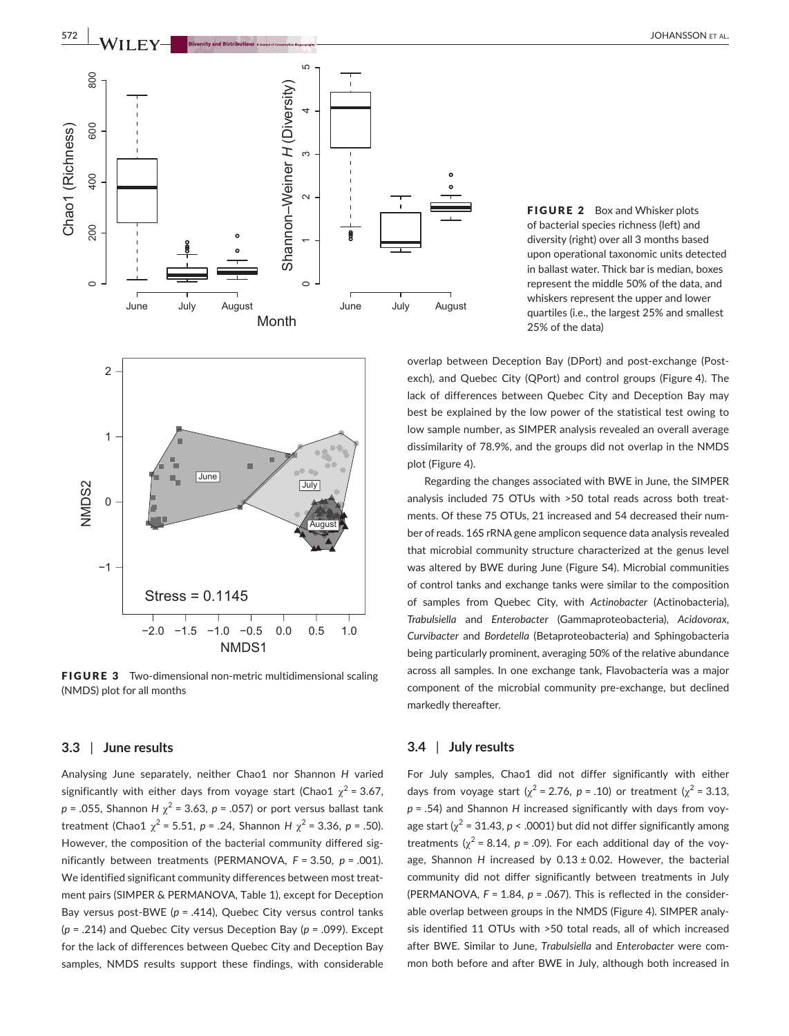FIGURE 2 Box and Whisker plots of bacterial species richness (left) and diversity (right) over all 3 months based upon operational taxonomic units detected in ballast water. Thick bar is median, boxes represent the middle 50% of the data, and whiskers represent the upper and lower quartiles (i.e., the largest 25% and smallest 25% of the data)

FIGURE 3 Two-dimensional non-metric multidimensional scaling (NMDS) plot for all months

### 3.3 | June results

Analysing June separately, neither Chao1 nor Shannon *H* varied significantly with either days from voyage start (Chao1 $\chi^2$ = 3.67, $p$ = .055, Shannon *H* $\chi^2$ = 3.63, $p$ = .057) or port versus ballast tank treatment (Chao1 $\chi^2$ = 5.51, $p$ = .24, Shannon *H* $\chi^2$ = 3.36, $p$ = .50). However, the composition of the bacterial community differed significantly between treatments (PERMANOVA, $F$ = 3.50, $p$ = .001). We identified significant community differences between most treatment pairs (SIMPER & PERMANOVA, Table 1), except for Deception Bay versus post-BWE ($p$ = .414), Quebec City versus control tanks ($p$ = .214) and Quebec City versus Deception Bay ($p$ = .099). Except for the lack of differences between Quebec City and Deception Bay samples, NMDS results support these findings, with considerable overlap between Deception Bay (DPort) and post-exchange (Post-exch), and Quebec City (QPort) and control groups (Figure 4). The lack of differences between Quebec City and Deception Bay may best be explained by the low power of the statistical test owing to low sample number, as SIMPER analysis revealed an overall average dissimilarity of 78.9%, and the groups did not overlap in the NMDS plot (Figure 4).

Regarding the changes associated with BWE in June, the SIMPER analysis included 75 OTUs with >50 total reads across both treatments. Of these 75 OTUs, 21 increased and 54 decreased their number of reads. 16S rRNA gene amplicon sequence data analysis revealed that microbial community structure characterized at the genus level was altered by BWE during June (Figure S4). Microbial communities of control tanks and exchange tanks were similar to the composition of samples from Quebec City, with *Actinobacter* (Actinobacteria), *Trabulsiella* and *Enterobacter* (Gammaproteobacteria), *Acidovorax*, *Curvibacter* and *Bordetella* (Betaproteobacteria) and Sphingobacteria being particularly prominent, averaging 50% of the relative abundance across all samples. In one exchange tank, Flavobacteria was a major component of the microbial community pre-exchange, but declined markedly thereafter.

### 3.4 | July results

For July samples, Chao1 did not differ significantly with either days from voyage start ($\chi^2$ = 2.76, $p$ = .10) or treatment ($\chi^2$ = 3.13, $p$ = .54) and Shannon *H* increased significantly with days from voyage start ($\chi^2$ = 31.43, $p$ < .0001) but did not differ significantly among treatments ($\chi^2$ = 8.14, $p$ = .09). For each additional day of the voyage, Shannon *H* increased by 0.13 ± 0.02. However, the bacterial community did not differ significantly between treatments in July (PERMANOVA, $F$ = 1.84, $p$ = .067). This is reflected in the considerable overlap between groups in the NMDS (Figure 4). SIMPER analysis identified 11 OTUs with >50 total reads, all of which increased after BWE. Similar to June, *Trabulsiella* and *Enterobacter* were common both before and after BWE in July, although both increased in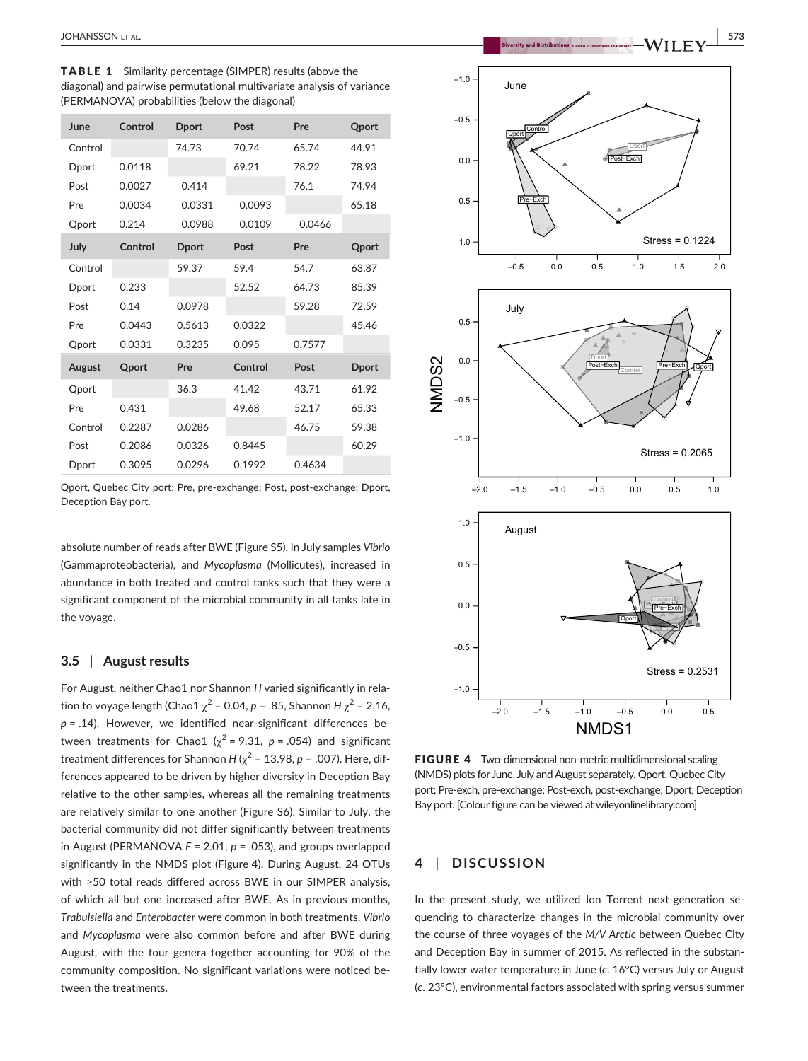**TABLE 1** Similarity percentage (SIMPER) results (above the diagonal) and pairwise permutational multivariate analysis of variance (PERMANOVA) probabilities (below the diagonal)

| June | Control | Dport | Post | Pre | Qport |
|---|---|---|---|---|---|
| Control | | 74.73 | 70.74 | 65.74 | 44.91 |
| Dport | 0.0118 | | 69.21 | 78.22 | 78.93 |
| Post | 0.0027 | 0.414 | | 76.1 | 74.94 |
| Pre | 0.0034 | 0.0331 | 0.0093 | | 65.18 |
| Qport | 0.214 | 0.0988 | 0.0109 | 0.0466 | |
| **July** | **Control** | **Dport** | **Post** | **Pre** | **Qport** |
| Control | | 59.37 | 59.4 | 54.7 | 63.87 |
| Dport | 0.233 | | 52.52 | 64.73 | 85.39 |
| Post | 0.14 | 0.0978 | | 59.28 | 72.59 |
| Pre | 0.0443 | 0.5613 | 0.0322 | | 45.46 |
| Qport | 0.0331 | 0.3235 | 0.095 | 0.7577 | |
| **August** | **Qport** | **Pre** | **Control** | **Post** | **Dport** |
| Qport | | 36.3 | 41.42 | 43.71 | 61.92 |
| Pre | 0.431 | | 49.68 | 52.17 | 65.33 |
| Control | 0.2287 | 0.0286 | | 46.75 | 59.38 |
| Post | 0.2086 | 0.0326 | 0.8445 | | 60.29 |
| Dport | 0.3095 | 0.0296 | 0.1992 | 0.4634 | |

Qport, Quebec City port; Pre, pre-exchange; Post, post-exchange; Dport, Deception Bay port.

absolute number of reads after BWE (Figure S5). In July samples *Vibrio* (Gammaproteobacteria), and *Mycoplasma* (Mollicutes), increased in abundance in both treated and control tanks such that they were a significant component of the microbial community in all tanks late in the voyage.

### 3.5 | August results

For August, neither Chao1 nor Shannon *H* varied significantly in relation to voyage length (Chao1 $\chi^2$ = 0.04, $p$ = .85, Shannon *H* $\chi^2$ = 2.16, $p$ = .14). However, we identified near-significant differences between treatments for Chao1 ($\chi^2$ = 9.31, $p$ = .054) and significant treatment differences for Shannon *H* ($\chi^2$ = 13.98, $p$ = .007). Here, differences appeared to be driven by higher diversity in Deception Bay relative to the other samples, whereas all the remaining treatments are relatively similar to one another (Figure S6). Similar to July, the bacterial community did not differ significantly between treatments in August (PERMANOVA $F$ = 2.01, $p$ = .053), and groups overlapped significantly in the NMDS plot (Figure 4). During August, 24 OTUs with >50 total reads differed across BWE in our SIMPER analysis, of which all but one increased after BWE. As in previous months, *Trabulsiella* and *Enterobacter* were common in both treatments. *Vibrio* and *Mycoplasma* were also common before and after BWE during August, with the four genera together accounting for 90% of the community composition. No significant variations were noticed between the treatments.

**FIGURE 4** Two-dimensional non-metric multidimensional scaling (NMDS) plots for June, July and August separately. Qport, Quebec City port; Pre-exch, pre-exchange; Post-exch, post-exchange; Dport, Deception Bay port. [Colour figure can be viewed at wileyonlinelibrary.com]

## 4 | DISCUSSION

In the present study, we utilized Ion Torrent next-generation sequencing to characterize changes in the microbial community over the course of three voyages of the *M/V Arctic* between Quebec City and Deception Bay in summer of 2015. As reflected in the substantially lower water temperature in June (*c*. 16°C) versus July or August (*c*. 23°C), environmental factors associated with spring versus summer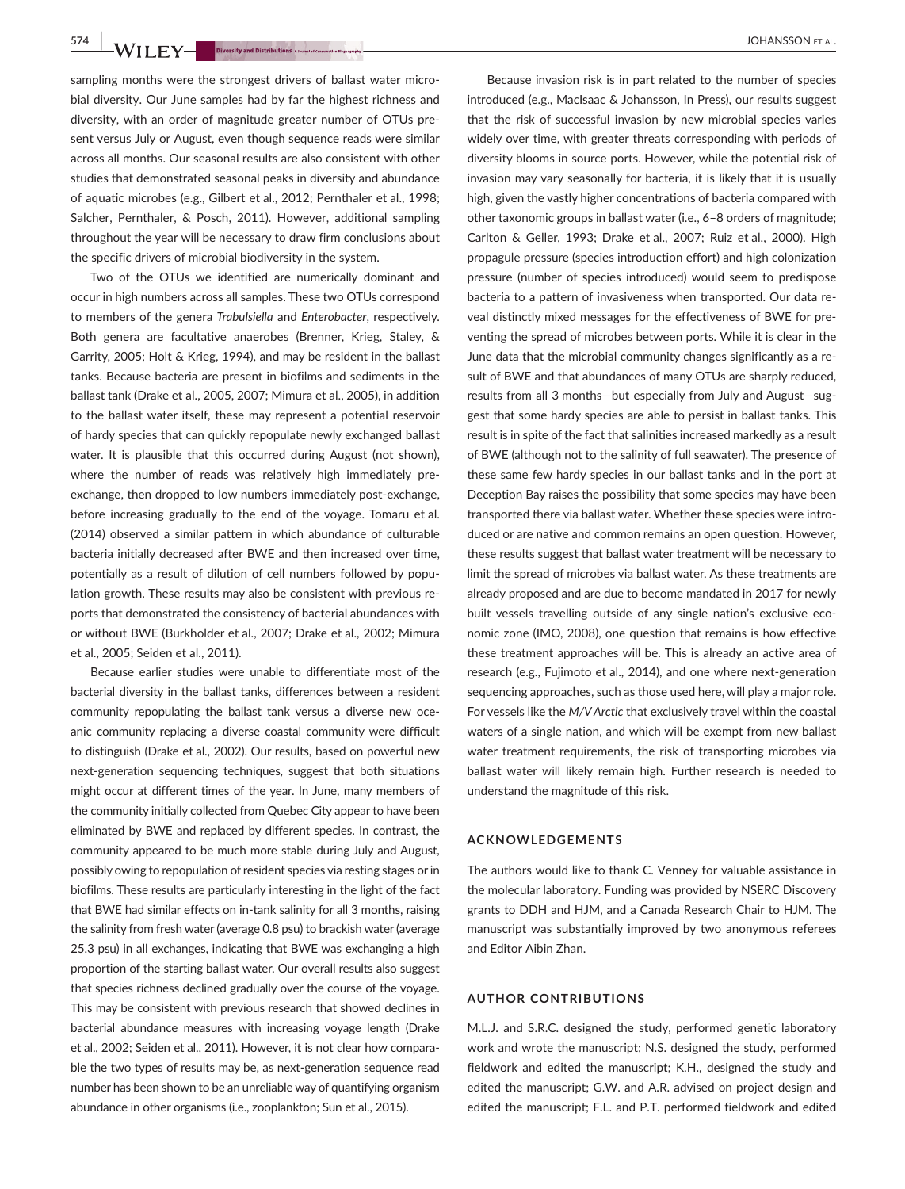sampling months were the strongest drivers of ballast water microbial diversity. Our June samples had by far the highest richness and diversity, with an order of magnitude greater number of OTUs present versus July or August, even though sequence reads were similar across all months. Our seasonal results are also consistent with other studies that demonstrated seasonal peaks in diversity and abundance of aquatic microbes (e.g., Gilbert et al., 2012; Pernthaler et al., 1998; Salcher, Pernthaler, & Posch, 2011). However, additional sampling throughout the year will be necessary to draw firm conclusions about the specific drivers of microbial biodiversity in the system.

Two of the OTUs we identified are numerically dominant and occur in high numbers across all samples. These two OTUs correspond to members of the genera *Trabulsiella* and *Enterobacter*, respectively. Both genera are facultative anaerobes (Brenner, Krieg, Staley, & Garrity, 2005; Holt & Krieg, 1994), and may be resident in the ballast tanks. Because bacteria are present in biofilms and sediments in the ballast tank (Drake et al., 2005, 2007; Mimura et al., 2005), in addition to the ballast water itself, these may represent a potential reservoir of hardy species that can quickly repopulate newly exchanged ballast water. It is plausible that this occurred during August (not shown), where the number of reads was relatively high immediately pre-exchange, then dropped to low numbers immediately post-exchange, before increasing gradually to the end of the voyage. Tomaru et al. (2014) observed a similar pattern in which abundance of culturable bacteria initially decreased after BWE and then increased over time, potentially as a result of dilution of cell numbers followed by population growth. These results may also be consistent with previous reports that demonstrated the consistency of bacterial abundances with or without BWE (Burkholder et al., 2007; Drake et al., 2002; Mimura et al., 2005; Seiden et al., 2011).

Because earlier studies were unable to differentiate most of the bacterial diversity in the ballast tanks, differences between a resident community repopulating the ballast tank versus a diverse new oceanic community replacing a diverse coastal community were difficult to distinguish (Drake et al., 2002). Our results, based on powerful new next-generation sequencing techniques, suggest that both situations might occur at different times of the year. In June, many members of the community initially collected from Quebec City appear to have been eliminated by BWE and replaced by different species. In contrast, the community appeared to be much more stable during July and August, possibly owing to repopulation of resident species via resting stages or in biofilms. These results are particularly interesting in the light of the fact that BWE had similar effects on in-tank salinity for all 3 months, raising the salinity from fresh water (average 0.8 psu) to brackish water (average 25.3 psu) in all exchanges, indicating that BWE was exchanging a high proportion of the starting ballast water. Our overall results also suggest that species richness declined gradually over the course of the voyage. This may be consistent with previous research that showed declines in bacterial abundance measures with increasing voyage length (Drake et al., 2002; Seiden et al., 2011). However, it is not clear how comparable the two types of results may be, as next-generation sequence read number has been shown to be an unreliable way of quantifying organism abundance in other organisms (i.e., zooplankton; Sun et al., 2015).

Because invasion risk is in part related to the number of species introduced (e.g., MacIsaac & Johansson, In Press), our results suggest that the risk of successful invasion by new microbial species varies widely over time, with greater threats corresponding with periods of diversity blooms in source ports. However, while the potential risk of invasion may vary seasonally for bacteria, it is likely that it is usually high, given the vastly higher concentrations of bacteria compared with other taxonomic groups in ballast water (i.e., 6–8 orders of magnitude; Carlton & Geller, 1993; Drake et al., 2007; Ruiz et al., 2000). High propagule pressure (species introduction effort) and high colonization pressure (number of species introduced) would seem to predispose bacteria to a pattern of invasiveness when transported. Our data reveal distinctly mixed messages for the effectiveness of BWE for preventing the spread of microbes between ports. While it is clear in the June data that the microbial community changes significantly as a result of BWE and that abundances of many OTUs are sharply reduced, results from all 3 months—but especially from July and August—suggest that some hardy species are able to persist in ballast tanks. This result is in spite of the fact that salinities increased markedly as a result of BWE (although not to the salinity of full seawater). The presence of these same few hardy species in our ballast tanks and in the port at Deception Bay raises the possibility that some species may have been transported there via ballast water. Whether these species were introduced or are native and common remains an open question. However, these results suggest that ballast water treatment will be necessary to limit the spread of microbes via ballast water. As these treatments are already proposed and are due to become mandated in 2017 for newly built vessels travelling outside of any single nation's exclusive economic zone (IMO, 2008), one question that remains is how effective these treatment approaches will be. This is already an active area of research (e.g., Fujimoto et al., 2014), and one where next-generation sequencing approaches, such as those used here, will play a major role. For vessels like the *M/V Arctic* that exclusively travel within the coastal waters of a single nation, and which will be exempt from new ballast water treatment requirements, the risk of transporting microbes via ballast water will likely remain high. Further research is needed to understand the magnitude of this risk.

## ACKNOWLEDGEMENTS

The authors would like to thank C. Venney for valuable assistance in the molecular laboratory. Funding was provided by NSERC Discovery grants to DDH and HJM, and a Canada Research Chair to HJM. The manuscript was substantially improved by two anonymous referees and Editor Aibin Zhan.

## AUTHOR CONTRIBUTIONS

M.L.J. and S.R.C. designed the study, performed genetic laboratory work and wrote the manuscript; N.S. designed the study, performed fieldwork and edited the manuscript; K.H., designed the study and edited the manuscript; G.W. and A.R. advised on project design and edited the manuscript; F.L. and P.T. performed fieldwork and edited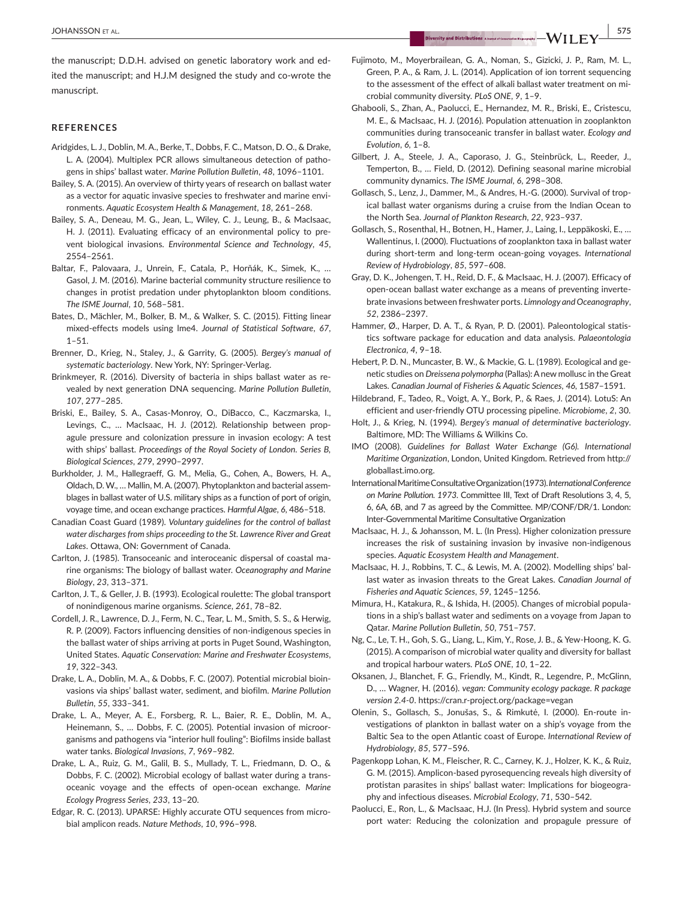the manuscript; D.D.H. advised on genetic laboratory work and edited the manuscript; and H.J.M designed the study and co-wrote the manuscript.

## REFERENCES

Aridgides, L. J., Doblin, M. A., Berke, T., Dobbs, F. C., Matson, D. O., & Drake, L. A. (2004). Multiplex PCR allows simultaneous detection of pathogens in ships' ballast water. *Marine Pollution Bulletin*, *48*, 1096–1101.

Bailey, S. A. (2015). An overview of thirty years of research on ballast water as a vector for aquatic invasive species to freshwater and marine environments. *Aquatic Ecosystem Health & Management*, *18*, 261–268.

Bailey, S. A., Deneau, M. G., Jean, L., Wiley, C. J., Leung, B., & MacIsaac, H. J. (2011). Evaluating efficacy of an environmental policy to prevent biological invasions. *Environmental Science and Technology*, *45*, 2554–2561.

Baltar, F., Palovaara, J., Unrein, F., Catala, P., Horňák, K., Simek, K., … Gasol, J. M. (2016). Marine bacterial community structure resilience to changes in protist predation under phytoplankton bloom conditions. *The ISME Journal*, *10*, 568–581.

Bates, D., Mächler, M., Bolker, B. M., & Walker, S. C. (2015). Fitting linear mixed-effects models using lme4. *Journal of Statistical Software*, *67*, 1–51.

Brenner, D., Krieg, N., Staley, J., & Garrity, G. (2005). *Bergey's manual of systematic bacteriology*. New York, NY: Springer-Verlag.

Brinkmeyer, R. (2016). Diversity of bacteria in ships ballast water as revealed by next generation DNA sequencing. *Marine Pollution Bulletin*, *107*, 277–285.

Briski, E., Bailey, S. A., Casas-Monroy, O., DiBacco, C., Kaczmarska, I., Levings, C., … MacIsaac, H. J. (2012). Relationship between propagule pressure and colonization pressure in invasion ecology: A test with ships' ballast. *Proceedings of the Royal Society of London. Series B, Biological Sciences*, *279*, 2990–2997.

Burkholder, J. M., Hallegraeff, G. M., Melia, G., Cohen, A., Bowers, H. A., Oldach, D. W., … Mallin, M. A. (2007). Phytoplankton and bacterial assemblages in ballast water of U.S. military ships as a function of port of origin, voyage time, and ocean exchange practices. *Harmful Algae*, *6*, 486–518.

Canadian Coast Guard (1989). *Voluntary guidelines for the control of ballast water discharges from ships proceeding to the St. Lawrence River and Great Lakes*. Ottawa, ON: Government of Canada.

Carlton, J. (1985). Transoceanic and interoceanic dispersal of coastal marine organisms: The biology of ballast water. *Oceanography and Marine Biology*, *23*, 313–371.

Carlton, J. T., & Geller, J. B. (1993). Ecological roulette: The global transport of nonindigenous marine organisms. *Science*, *261*, 78–82.

Cordell, J. R., Lawrence, D. J., Ferm, N. C., Tear, L. M., Smith, S. S., & Herwig, R. P. (2009). Factors influencing densities of non-indigenous species in the ballast water of ships arriving at ports in Puget Sound, Washington, United States. *Aquatic Conservation: Marine and Freshwater Ecosystems*, *19*, 322–343.

Drake, L. A., Doblin, M. A., & Dobbs, F. C. (2007). Potential microbial bioinvasions via ships' ballast water, sediment, and biofilm. *Marine Pollution Bulletin*, *55*, 333–341.

Drake, L. A., Meyer, A. E., Forsberg, R. L., Baier, R. E., Doblin, M. A., Heinemann, S., … Dobbs, F. C. (2005). Potential invasion of microorganisms and pathogens via "interior hull fouling": Biofilms inside ballast water tanks. *Biological Invasions*, *7*, 969–982.

Drake, L. A., Ruiz, G. M., Galil, B. S., Mullady, T. L., Friedmann, D. O., & Dobbs, F. C. (2002). Microbial ecology of ballast water during a transoceanic voyage and the effects of open-ocean exchange. *Marine Ecology Progress Series*, *233*, 13–20.

Edgar, R. C. (2013). UPARSE: Highly accurate OTU sequences from microbial amplicon reads. *Nature Methods*, *10*, 996–998.

Fujimoto, M., Moyerbrailean, G. A., Noman, S., Gizicki, J. P., Ram, M. L., Green, P. A., & Ram, J. L. (2014). Application of ion torrent sequencing to the assessment of the effect of alkali ballast water treatment on microbial community diversity. *PLoS ONE*, *9*, 1–9.

Ghabooli, S., Zhan, A., Paolucci, E., Hernandez, M. R., Briski, E., Cristescu, M. E., & MacIsaac, H. J. (2016). Population attenuation in zooplankton communities during transoceanic transfer in ballast water. *Ecology and Evolution*, *6*, 1–8.

Gilbert, J. A., Steele, J. A., Caporaso, J. G., Steinbrück, L., Reeder, J., Temperton, B., … Field, D. (2012). Defining seasonal marine microbial community dynamics. *The ISME Journal*, *6*, 298–308.

Gollasch, S., Lenz, J., Dammer, M., & Andres, H.-G. (2000). Survival of tropical ballast water organisms during a cruise from the Indian Ocean to the North Sea. *Journal of Plankton Research*, *22*, 923–937.

Gollasch, S., Rosenthal, H., Botnen, H., Hamer, J., Laing, I., Leppäkoski, E., … Wallentinus, I. (2000). Fluctuations of zooplankton taxa in ballast water during short-term and long-term ocean-going voyages. *International Review of Hydrobiology*, *85*, 597–608.

Gray, D. K., Johengen, T. H., Reid, D. F., & MacIsaac, H. J. (2007). Efficacy of open-ocean ballast water exchange as a means of preventing invertebrate invasions between freshwater ports. *Limnology and Oceanography*, *52*, 2386–2397.

Hammer, Ø., Harper, D. A. T., & Ryan, P. D. (2001). Paleontological statistics software package for education and data analysis. *Palaeontologia Electronica*, *4*, 9–18.

Hebert, P. D. N., Muncaster, B. W., & Mackie, G. L. (1989). Ecological and genetic studies on *Dreissena polymorpha* (Pallas): A new mollusc in the Great Lakes. *Canadian Journal of Fisheries & Aquatic Sciences*, *46*, 1587–1591.

Hildebrand, F., Tadeo, R., Voigt, A. Y., Bork, P., & Raes, J. (2014). LotuS: An efficient and user-friendly OTU processing pipeline. *Microbiome*, *2*, 30.

Holt, J., & Krieg, N. (1994). *Bergey's manual of determinative bacteriology*. Baltimore, MD: The Williams & Wilkins Co.

IMO (2008). *Guidelines for Ballast Water Exchange (G6). International Maritime Organization*, London, United Kingdom. Retrieved from http://globallast.imo.org.

International Maritime Consultative Organization (1973). *International Conference on Marine Pollution. 1973*. Committee III, Text of Draft Resolutions 3, 4, 5, 6, 6A, 6B, and 7 as agreed by the Committee. MP/CONF/DR/1. London: Inter-Governmental Maritime Consultative Organization

MacIsaac, H. J., & Johansson, M. L. (In Press). Higher colonization pressure increases the risk of sustaining invasion by invasive non-indigenous species. *Aquatic Ecosystem Health and Management*.

MacIsaac, H. J., Robbins, T. C., & Lewis, M. A. (2002). Modelling ships' ballast water as invasion threats to the Great Lakes. *Canadian Journal of Fisheries and Aquatic Sciences*, *59*, 1245–1256.

Mimura, H., Katakura, R., & Ishida, H. (2005). Changes of microbial populations in a ship's ballast water and sediments on a voyage from Japan to Qatar. *Marine Pollution Bulletin*, *50*, 751–757.

Ng, C., Le, T. H., Goh, S. G., Liang, L., Kim, Y., Rose, J. B., & Yew-Hoong, K. G. (2015). A comparison of microbial water quality and diversity for ballast and tropical harbour waters. *PLoS ONE*, *10*, 1–22.

Oksanen, J., Blanchet, F. G., Friendly, M., Kindt, R., Legendre, P., McGlinn, D., … Wagner, H. (2016). *vegan: Community ecology package. R package version 2.4-0*. https://cran.r-project.org/package=vegan

Olenin, S., Gollasch, S., Jonušas, S., & Rimkutė, I. (2000). En-route investigations of plankton in ballast water on a ship's voyage from the Baltic Sea to the open Atlantic coast of Europe. *International Review of Hydrobiology*, *85*, 577–596.

Pagenkopp Lohan, K. M., Fleischer, R. C., Carney, K. J., Holzer, K. K., & Ruiz, G. M. (2015). Amplicon-based pyrosequencing reveals high diversity of protistan parasites in ships' ballast water: Implications for biogeography and infectious diseases. *Microbial Ecology*, *71*, 530–542.

Paolucci, E., Ron, L., & MacIsaac, H.J. (In Press). Hybrid system and source port water: Reducing the colonization and propagule pressure of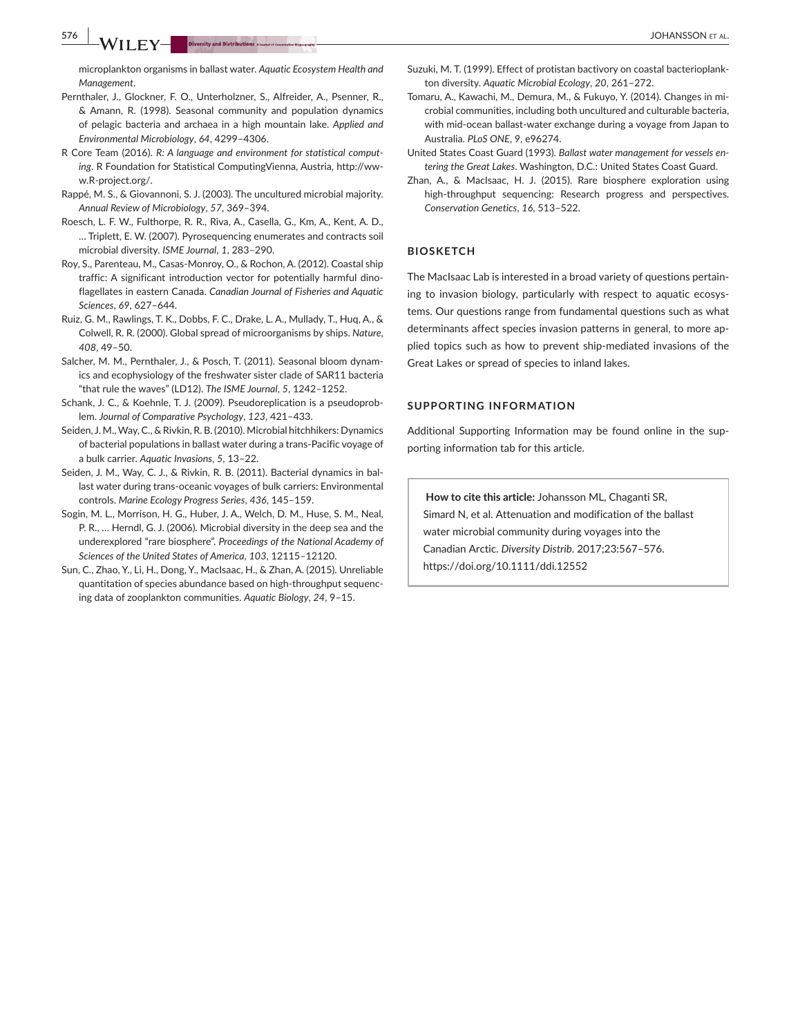microplankton organisms in ballast water. *Aquatic Ecosystem Health and Management*.

Pernthaler, J., Glockner, F. O., Unterholzner, S., Alfreider, A., Psenner, R., & Amann, R. (1998). Seasonal community and population dynamics of pelagic bacteria and archaea in a high mountain lake. *Applied and Environmental Microbiology*, *64*, 4299–4306.

R Core Team (2016). *R: A language and environment for statistical computing*. R Foundation for Statistical ComputingVienna, Austria, http://www.R-project.org/.

Rappé, M. S., & Giovannoni, S. J. (2003). The uncultured microbial majority. *Annual Review of Microbiology*, *57*, 369–394.

Roesch, L. F. W., Fulthorpe, R. R., Riva, A., Casella, G., Km, A., Kent, A. D., … Triplett, E. W. (2007). Pyrosequencing enumerates and contracts soil microbial diversity. *ISME Journal*, *1*, 283–290.

Roy, S., Parenteau, M., Casas-Monroy, O., & Rochon, A. (2012). Coastal ship traffic: A significant introduction vector for potentially harmful dinoflagellates in eastern Canada. *Canadian Journal of Fisheries and Aquatic Sciences*, *69*, 627–644.

Ruiz, G. M., Rawlings, T. K., Dobbs, F. C., Drake, L. A., Mullady, T., Huq, A., & Colwell, R. R. (2000). Global spread of microorganisms by ships. *Nature*, *408*, 49–50.

Salcher, M. M., Pernthaler, J., & Posch, T. (2011). Seasonal bloom dynamics and ecophysiology of the freshwater sister clade of SAR11 bacteria "that rule the waves" (LD12). *The ISME Journal*, *5*, 1242–1252.

Schank, J. C., & Koehnle, T. J. (2009). Pseudoreplication is a pseudoproblem. *Journal of Comparative Psychology*, *123*, 421–433.

Seiden, J. M., Way, C., & Rivkin, R. B. (2010). Microbial hitchhikers: Dynamics of bacterial populations in ballast water during a trans-Pacific voyage of a bulk carrier. *Aquatic Invasions*, *5*, 13–22.

Seiden, J. M., Way, C. J., & Rivkin, R. B. (2011). Bacterial dynamics in ballast water during trans-oceanic voyages of bulk carriers: Environmental controls. *Marine Ecology Progress Series*, *436*, 145–159.

Sogin, M. L., Morrison, H. G., Huber, J. A., Welch, D. M., Huse, S. M., Neal, P. R., … Herndl, G. J. (2006). Microbial diversity in the deep sea and the underexplored "rare biosphere". *Proceedings of the National Academy of Sciences of the United States of America*, *103*, 12115–12120.

Sun, C., Zhao, Y., Li, H., Dong, Y., MacIsaac, H., & Zhan, A. (2015). Unreliable quantitation of species abundance based on high-throughput sequencing data of zooplankton communities. *Aquatic Biology*, *24*, 9–15.

Suzuki, M. T. (1999). Effect of protistan bactivory on coastal bacterioplankton diversity. *Aquatic Microbial Ecology*, *20*, 261–272.

Tomaru, A., Kawachi, M., Demura, M., & Fukuyo, Y. (2014). Changes in microbial communities, including both uncultured and culturable bacteria, with mid-ocean ballast-water exchange during a voyage from Japan to Australia. *PLoS ONE*, *9*, e96274.

United States Coast Guard (1993). *Ballast water management for vessels entering the Great Lakes*. Washington, D.C.: United States Coast Guard.

Zhan, A., & MacIsaac, H. J. (2015). Rare biosphere exploration using high-throughput sequencing: Research progress and perspectives. *Conservation Genetics*, *16*, 513–522.

## BIOSKETCH

The MacIsaac Lab is interested in a broad variety of questions pertaining to invasion biology, particularly with respect to aquatic ecosystems. Our questions range from fundamental questions such as what determinants affect species invasion patterns in general, to more applied topics such as how to prevent ship-mediated invasions of the Great Lakes or spread of species to inland lakes.

## SUPPORTING INFORMATION

Additional Supporting Information may be found online in the supporting information tab for this article.

**How to cite this article:** Johansson ML, Chaganti SR, Simard N, et al. Attenuation and modification of the ballast water microbial community during voyages into the Canadian Arctic. *Diversity Distrib*. 2017;23:567–576. https://doi.org/10.1111/ddi.12552